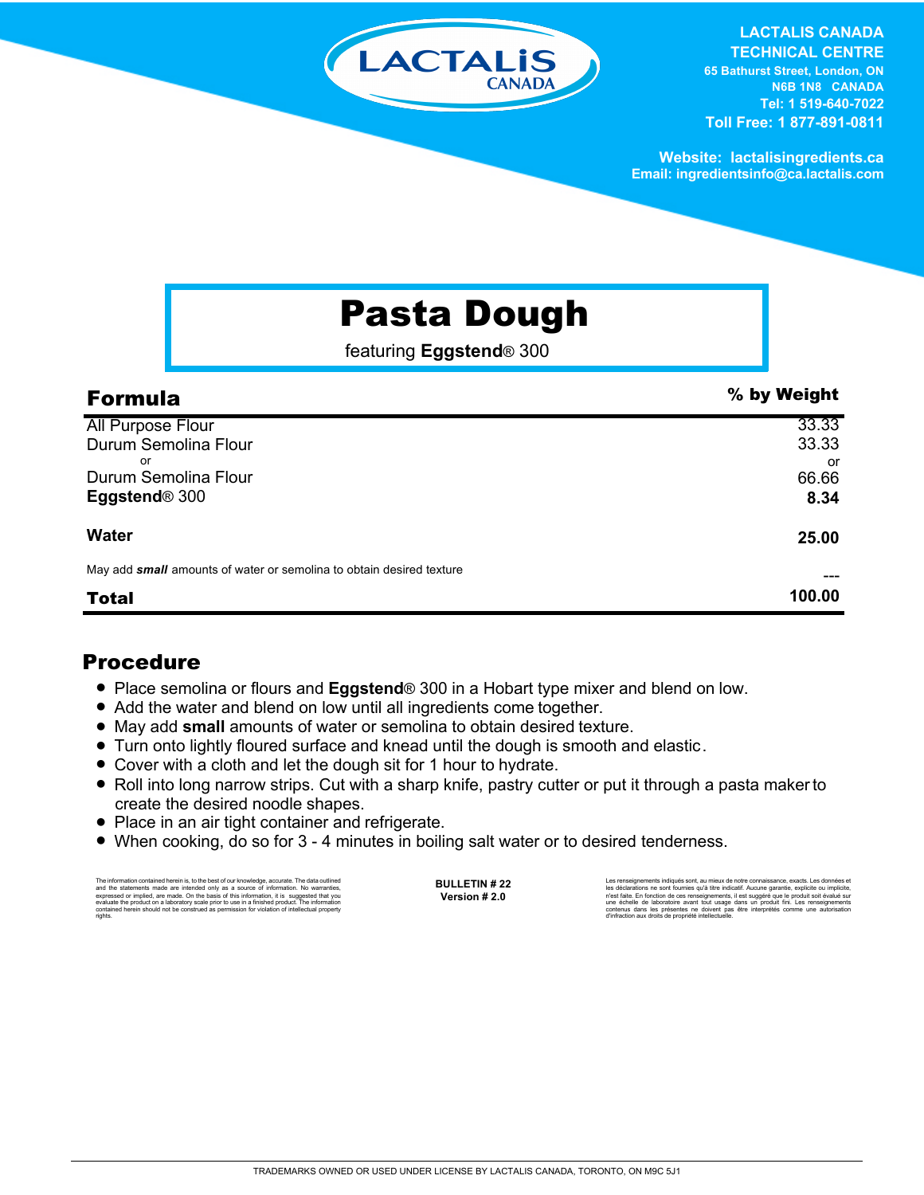LACTALIS CANADA
TECHNICAL CENTRE
65 Bathurst Street, London, ON
N6B 1N8 CANADA
Tel: 1 519-640-7022
Toll Free: 1 877-891-0811

Website: lactalisingredients.ca
Email: ingredientsinfo@ca.lactalis.com

# Pasta Dough

featuring **Eggstend**® 300

| **Formula** | **% by Weight** |
|---|---|
| All Purpose Flour | 33.33 |
| Durum Semolina Flour | 33.33 |
| or | or |
| Durum Semolina Flour | 66.66 |
| **Eggstend**® 300 | **8.34** |
| **Water** | **25.00** |
| May add ***small*** amounts of water or semolina to obtain desired texture | --- |
| **Total** | **100.00** |

## Procedure

- Place semolina or flours and **Eggstend**® 300 in a Hobart type mixer and blend on low.
- Add the water and blend on low until all ingredients come together.
- May add **small** amounts of water or semolina to obtain desired texture.
- Turn onto lightly floured surface and knead until the dough is smooth and elastic.
- Cover with a cloth and let the dough sit for 1 hour to hydrate.
- Roll into long narrow strips. Cut with a sharp knife, pastry cutter or put it through a pasta maker to create the desired noodle shapes.
- Place in an air tight container and refrigerate.
- When cooking, do so for 3 - 4 minutes in boiling salt water or to desired tenderness.

The information contained herein is, to the best of our knowledge, accurate. The data outlined and the statements made are intended only as a source of information. No warranties, expressed or implied, are made. On the basis of this information, it is suggested that you evaluate the product on a laboratory scale prior to use in a finished product. The information contained herein should not be construed as permission for violation of intellectual property rights.

**BULLETIN # 22**
**Version # 2.0**

Les renseignements indiqués sont, au mieux de notre connaissance, exacts. Les données et les déclarations ne sont fournies qu'à titre indicatif. Aucune garantie, explicite ou implicite, n'est faite. En fonction de ces renseignements, il est suggéré que le produit soit évalué sur une échelle de laboratoire avant tout usage dans un produit fini. Les renseignements contenus dans les présentes ne doivent pas être interprétés comme une autorisation d'infraction aux droits de propriété intellectuelle.

TRADEMARKS OWNED OR USED UNDER LICENSE BY LACTALIS CANADA, TORONTO, ON M9C 5J1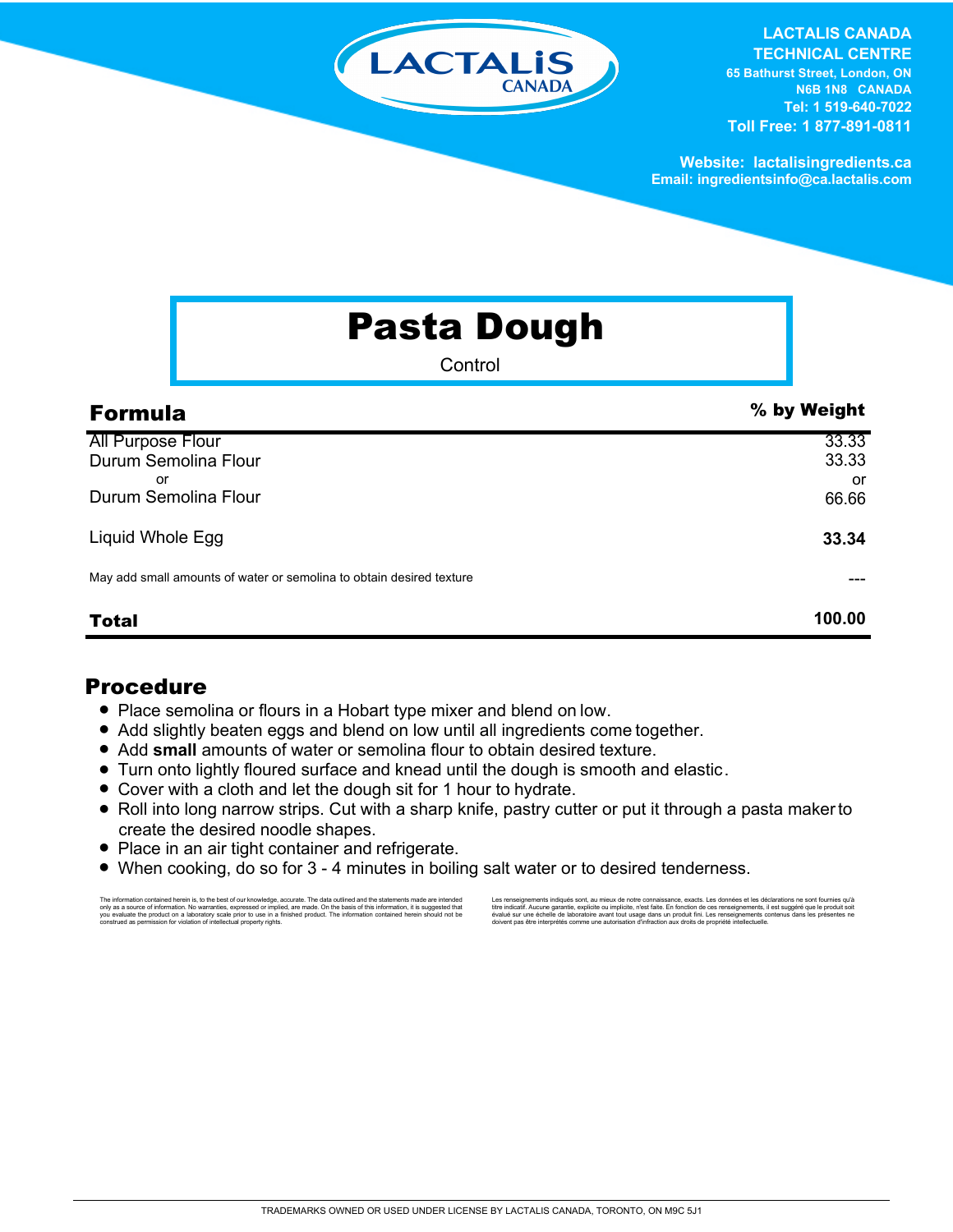LACTALIS CANADA

**LACTALIS CANADA TECHNICAL CENTRE**
65 Bathurst Street, London, ON
N6B 1N8 CANADA
Tel: 1 519-640-7022
Toll Free: 1 877-891-0811

Website: lactalisingredients.ca
Email: ingredientsinfo@ca.lactalis.com

# Pasta Dough

Control

| **Formula** | **% by Weight** |
|---|---|
| All Purpose Flour | 33.33 |
| Durum Semolina Flour | 33.33 |
| or | or |
| Durum Semolina Flour | 66.66 |
| Liquid Whole Egg | **33.34** |
| May add small amounts of water or semolina to obtain desired texture | --- |
| **Total** | **100.00** |

## Procedure

- Place semolina or flours in a Hobart type mixer and blend on low.
- Add slightly beaten eggs and blend on low until all ingredients come together.
- Add **small** amounts of water or semolina flour to obtain desired texture.
- Turn onto lightly floured surface and knead until the dough is smooth and elastic.
- Cover with a cloth and let the dough sit for 1 hour to hydrate.
- Roll into long narrow strips. Cut with a sharp knife, pastry cutter or put it through a pasta maker to create the desired noodle shapes.
- Place in an air tight container and refrigerate.
- When cooking, do so for 3 - 4 minutes in boiling salt water or to desired tenderness.

The information contained herein is, to the best of our knowledge, accurate. The data outlined and the statements made are intended only as a source of information. No warranties, expressed or implied, are made. On the basis of this information, it is suggested that you evaluate the product on a laboratory scale prior to use in a finished product. The information contained herein should not be construed as permission for violation of intellectual property rights.

Les renseignements indiqués sont, au mieux de notre connaissance, exacts. Les données et les déclarations ne sont fournies qu'à titre indicatif. Aucune garantie, explicite ou implicite, n'est faite. En fonction de ces renseignements, il est suggéré que le produit soit évalué sur une échelle de laboratoire avant tout usage dans un produit fini. Les renseignements contenus dans les présentes ne doivent pas être interprétés comme une autorisation d'infraction aux droits de propriété intellectuelle.

TRADEMARKS OWNED OR USED UNDER LICENSE BY LACTALIS CANADA, TORONTO, ON M9C 5J1